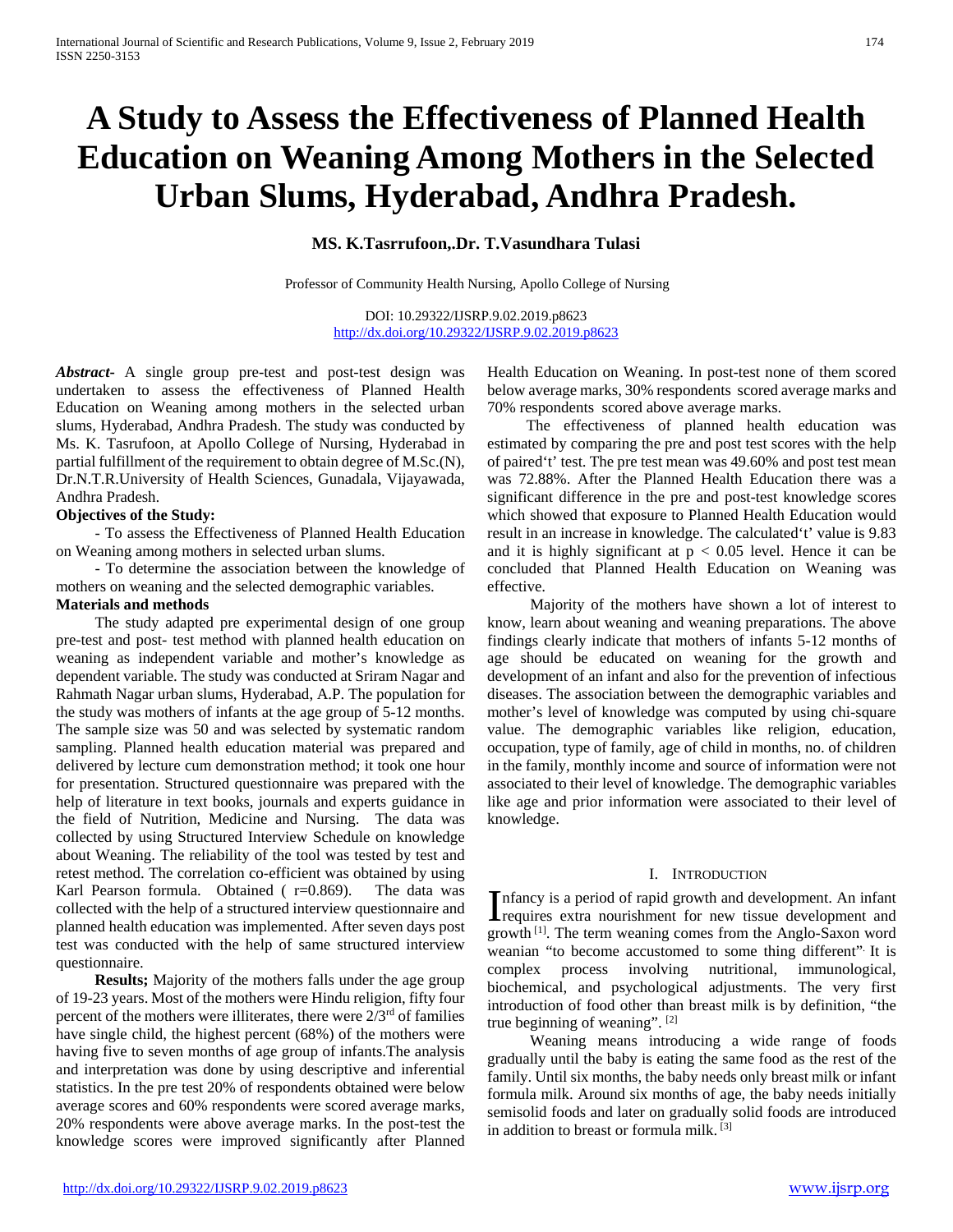# A Study to Assess the Effectiveness of Planned Health Education on Weaning Among Mothers in the Selected Urban Slums, Hyderabad, Andhra Pradesh.

**MS. K.Tasrrufoon,.Dr. T.Vasundhara Tulasi**

Professor of Community Health Nursing, Apollo College of Nursing

DOI: 10.29322/IJSRP.9.02.2019.p8623
http://dx.doi.org/10.29322/IJSRP.9.02.2019.p8623

***Abstract***- A single group pre-test and post-test design was undertaken to assess the effectiveness of Planned Health Education on Weaning among mothers in the selected urban slums, Hyderabad, Andhra Pradesh. The study was conducted by Ms. K. Tasrufoon, at Apollo College of Nursing, Hyderabad in partial fulfillment of the requirement to obtain degree of M.Sc.(N), Dr.N.T.R.University of Health Sciences, Gunadala, Vijayawada, Andhra Pradesh.

**Objectives of the Study:**

- To assess the Effectiveness of Planned Health Education on Weaning among mothers in selected urban slums.
- To determine the association between the knowledge of mothers on weaning and the selected demographic variables.

**Materials and methods**

The study adapted pre experimental design of one group pre-test and post- test method with planned health education on weaning as independent variable and mother's knowledge as dependent variable. The study was conducted at Sriram Nagar and Rahmath Nagar urban slums, Hyderabad, A.P. The population for the study was mothers of infants at the age group of 5-12 months. The sample size was 50 and was selected by systematic random sampling. Planned health education material was prepared and delivered by lecture cum demonstration method; it took one hour for presentation. Structured questionnaire was prepared with the help of literature in text books, journals and experts guidance in the field of Nutrition, Medicine and Nursing. The data was collected by using Structured Interview Schedule on knowledge about Weaning. The reliability of the tool was tested by test and retest method. The correlation co-efficient was obtained by using Karl Pearson formula. Obtained ( r=0.869). The data was collected with the help of a structured interview questionnaire and planned health education was implemented. After seven days post test was conducted with the help of same structured interview questionnaire.

**Results;** Majority of the mothers falls under the age group of 19-23 years. Most of the mothers were Hindu religion, fifty four percent of the mothers were illiterates, there were 2/3rd of families have single child, the highest percent (68%) of the mothers were having five to seven months of age group of infants.The analysis and interpretation was done by using descriptive and inferential statistics. In the pre test 20% of respondents obtained were below average scores and 60% respondents were scored average marks, 20% respondents were above average marks. In the post-test the knowledge scores were improved significantly after Planned Health Education on Weaning. In post-test none of them scored below average marks, 30% respondents scored average marks and 70% respondents scored above average marks.

The effectiveness of planned health education was estimated by comparing the pre and post test scores with the help of paired't' test. The pre test mean was 49.60% and post test mean was 72.88%. After the Planned Health Education there was a significant difference in the pre and post-test knowledge scores which showed that exposure to Planned Health Education would result in an increase in knowledge. The calculated't' value is 9.83 and it is highly significant at $p < 0.05$ level. Hence it can be concluded that Planned Health Education on Weaning was effective.

Majority of the mothers have shown a lot of interest to know, learn about weaning and weaning preparations. The above findings clearly indicate that mothers of infants 5-12 months of age should be educated on weaning for the growth and development of an infant and also for the prevention of infectious diseases. The association between the demographic variables and mother's level of knowledge was computed by using chi-square value. The demographic variables like religion, education, occupation, type of family, age of child in months, no. of children in the family, monthly income and source of information were not associated to their level of knowledge. The demographic variables like age and prior information were associated to their level of knowledge.

## I. Introduction

Infancy is a period of rapid growth and development. An infant requires extra nourishment for new tissue development and growth [1]. The term weaning comes from the Anglo-Saxon word weanian "to become accustomed to some thing different". It is complex process involving nutritional, immunological, biochemical, and psychological adjustments. The very first introduction of food other than breast milk is by definition, "the true beginning of weaning". [2]

Weaning means introducing a wide range of foods gradually until the baby is eating the same food as the rest of the family. Until six months, the baby needs only breast milk or infant formula milk. Around six months of age, the baby needs initially semisolid foods and later on gradually solid foods are introduced in addition to breast or formula milk. [3]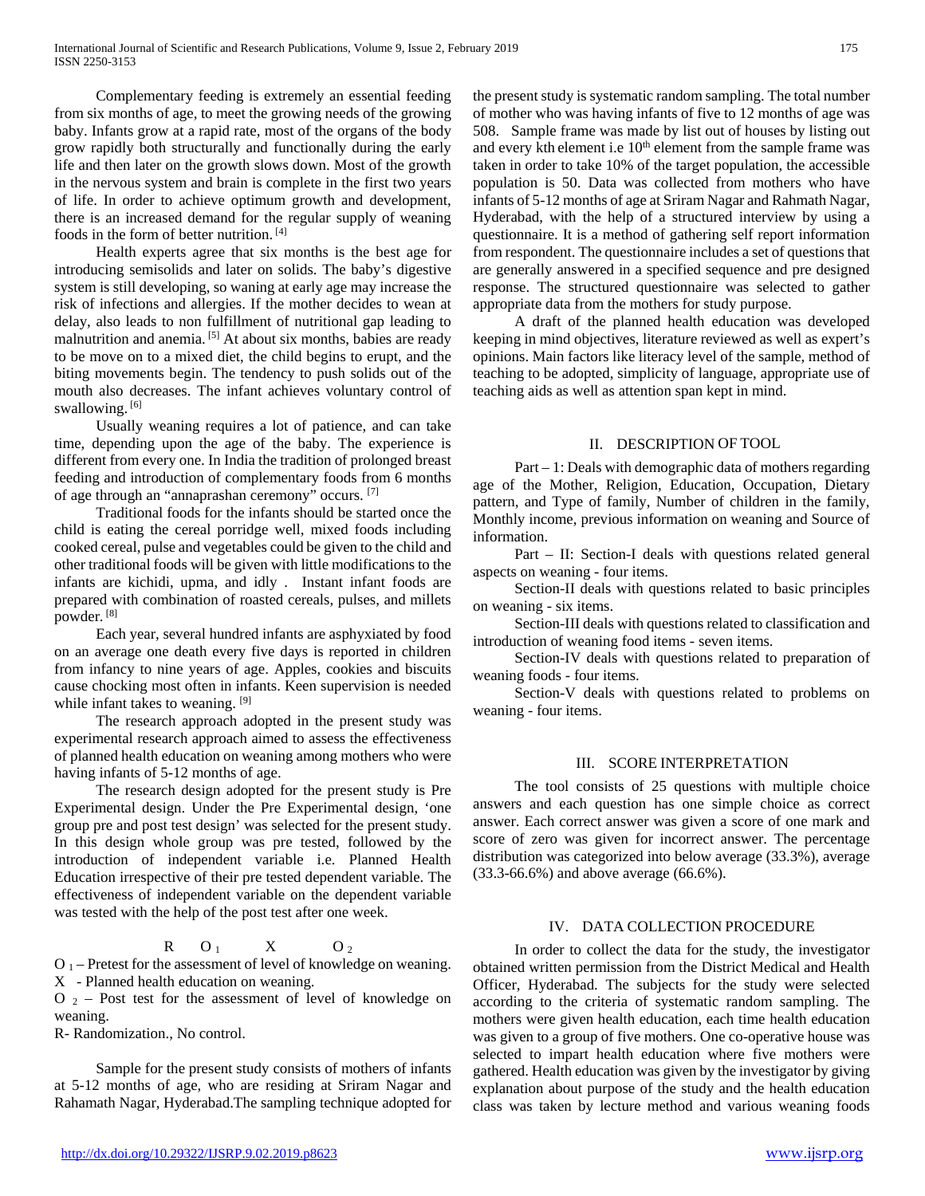Complementary feeding is extremely an essential feeding from six months of age, to meet the growing needs of the growing baby. Infants grow at a rapid rate, most of the organs of the body grow rapidly both structurally and functionally during the early life and then later on the growth slows down. Most of the growth in the nervous system and brain is complete in the first two years of life. In order to achieve optimum growth and development, there is an increased demand for the regular supply of weaning foods in the form of better nutrition. [4]

Health experts agree that six months is the best age for introducing semisolids and later on solids. The baby's digestive system is still developing, so waning at early age may increase the risk of infections and allergies. If the mother decides to wean at delay, also leads to non fulfillment of nutritional gap leading to malnutrition and anemia. [5] At about six months, babies are ready to be move on to a mixed diet, the child begins to erupt, and the biting movements begin. The tendency to push solids out of the mouth also decreases. The infant achieves voluntary control of swallowing. [6]

Usually weaning requires a lot of patience, and can take time, depending upon the age of the baby. The experience is different from every one. In India the tradition of prolonged breast feeding and introduction of complementary foods from 6 months of age through an "annaprashan ceremony" occurs. [7]

Traditional foods for the infants should be started once the child is eating the cereal porridge well, mixed foods including cooked cereal, pulse and vegetables could be given to the child and other traditional foods will be given with little modifications to the infants are kichidi, upma, and idly . Instant infant foods are prepared with combination of roasted cereals, pulses, and millets powder. [8]

Each year, several hundred infants are asphyxiated by food on an average one death every five days is reported in children from infancy to nine years of age. Apples, cookies and biscuits cause chocking most often in infants. Keen supervision is needed while infant takes to weaning. [9]

The research approach adopted in the present study was experimental research approach aimed to assess the effectiveness of planned health education on weaning among mothers who were having infants of 5-12 months of age.

The research design adopted for the present study is Pre Experimental design. Under the Pre Experimental design, 'one group pre and post test design' was selected for the present study. In this design whole group was pre tested, followed by the introduction of independent variable i.e. Planned Health Education irrespective of their pre tested dependent variable. The effectiveness of independent variable on the dependent variable was tested with the help of the post test after one week.

$$R \quad O_1 \quad X \quad O_2$$

$O_1$ – Pretest for the assessment of level of knowledge on weaning.
X - Planned health education on weaning.
$O_2$ – Post test for the assessment of level of knowledge on weaning.
R- Randomization., No control.

Sample for the present study consists of mothers of infants at 5-12 months of age, who are residing at Sriram Nagar and Rahamath Nagar, Hyderabad.The sampling technique adopted for the present study is systematic random sampling. The total number of mother who was having infants of five to 12 months of age was 508. Sample frame was made by list out of houses by listing out and every kth element i.e 10th element from the sample frame was taken in order to take 10% of the target population, the accessible population is 50. Data was collected from mothers who have infants of 5-12 months of age at Sriram Nagar and Rahmath Nagar, Hyderabad, with the help of a structured interview by using a questionnaire. It is a method of gathering self report information from respondent. The questionnaire includes a set of questions that are generally answered in a specified sequence and pre designed response. The structured questionnaire was selected to gather appropriate data from the mothers for study purpose.

A draft of the planned health education was developed keeping in mind objectives, literature reviewed as well as expert's opinions. Main factors like literacy level of the sample, method of teaching to be adopted, simplicity of language, appropriate use of teaching aids as well as attention span kept in mind.

## II. DESCRIPTION OF TOOL

Part – 1: Deals with demographic data of mothers regarding age of the Mother, Religion, Education, Occupation, Dietary pattern, and Type of family, Number of children in the family, Monthly income, previous information on weaning and Source of information.

Part – II: Section-I deals with questions related general aspects on weaning - four items.

Section-II deals with questions related to basic principles on weaning - six items.

Section-III deals with questions related to classification and introduction of weaning food items - seven items.

Section-IV deals with questions related to preparation of weaning foods - four items.

Section-V deals with questions related to problems on weaning - four items.

## III. SCORE INTERPRETATION

The tool consists of 25 questions with multiple choice answers and each question has one simple choice as correct answer. Each correct answer was given a score of one mark and score of zero was given for incorrect answer. The percentage distribution was categorized into below average (33.3%), average (33.3-66.6%) and above average (66.6%).

## IV. DATA COLLECTION PROCEDURE

In order to collect the data for the study, the investigator obtained written permission from the District Medical and Health Officer, Hyderabad. The subjects for the study were selected according to the criteria of systematic random sampling. The mothers were given health education, each time health education was given to a group of five mothers. One co-operative house was selected to impart health education where five mothers were gathered. Health education was given by the investigator by giving explanation about purpose of the study and the health education class was taken by lecture method and various weaning foods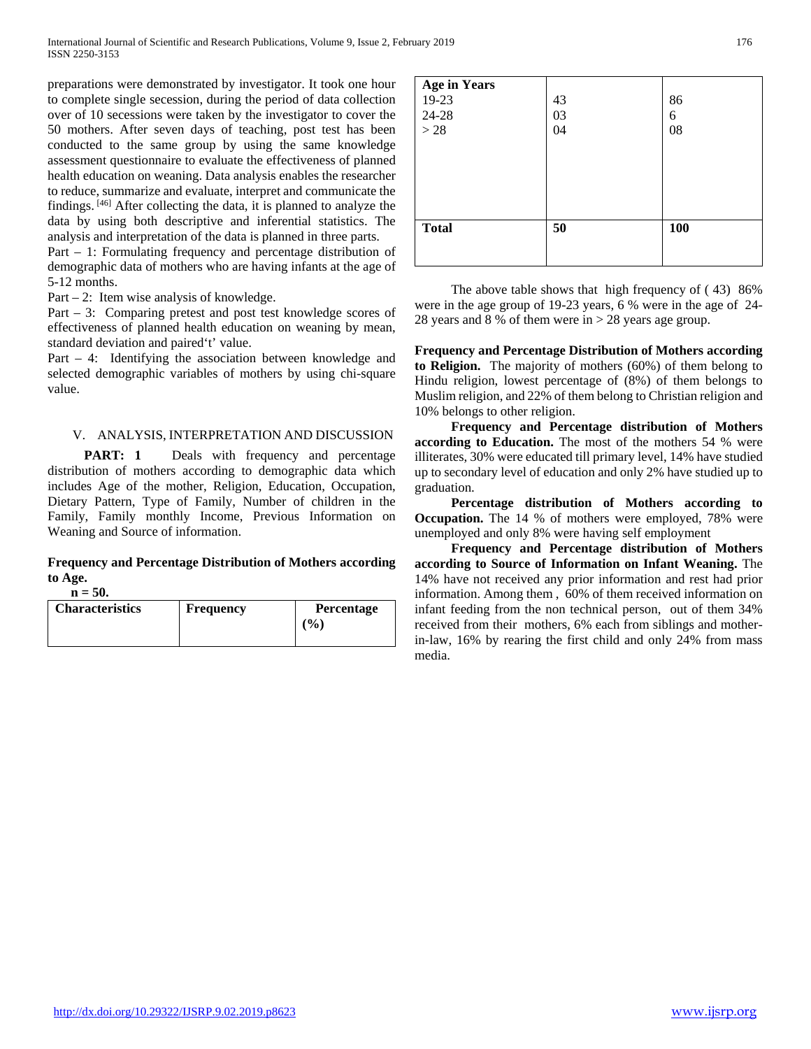preparations were demonstrated by investigator. It took one hour to complete single secession, during the period of data collection over of 10 secessions were taken by the investigator to cover the 50 mothers. After seven days of teaching, post test has been conducted to the same group by using the same knowledge assessment questionnaire to evaluate the effectiveness of planned health education on weaning. Data analysis enables the researcher to reduce, summarize and evaluate, interpret and communicate the findings. [46] After collecting the data, it is planned to analyze the data by using both descriptive and inferential statistics. The analysis and interpretation of the data is planned in three parts.

Part – 1: Formulating frequency and percentage distribution of demographic data of mothers who are having infants at the age of 5-12 months.

Part – 2: Item wise analysis of knowledge.

Part – 3: Comparing pretest and post test knowledge scores of effectiveness of planned health education on weaning by mean, standard deviation and paired't' value.

Part – 4: Identifying the association between knowledge and selected demographic variables of mothers by using chi-square value.

## V. ANALYSIS, INTERPRETATION AND DISCUSSION

**PART: 1** Deals with frequency and percentage distribution of mothers according to demographic data which includes Age of the mother, Religion, Education, Occupation, Dietary Pattern, Type of Family, Number of children in the Family, Family monthly Income, Previous Information on Weaning and Source of information.

**Frequency and Percentage Distribution of Mothers according to Age.**

**n = 50.**

| Characteristics | Frequency | Percentage (%) |
|---|---|---|
| **Age in Years** | | |
| 19-23 | 43 | 86 |
| 24-28 | 03 | 6 |
| > 28 | 04 | 08 |
| **Total** | **50** | **100** |

The above table shows that high frequency of ( 43) 86% were in the age group of 19-23 years, 6 % were in the age of 24-28 years and 8 % of them were in > 28 years age group.

**Frequency and Percentage Distribution of Mothers according to Religion.** The majority of mothers (60%) of them belong to Hindu religion, lowest percentage of (8%) of them belongs to Muslim religion, and 22% of them belong to Christian religion and 10% belongs to other religion.

**Frequency and Percentage distribution of Mothers according to Education.** The most of the mothers 54 % were illiterates, 30% were educated till primary level, 14% have studied up to secondary level of education and only 2% have studied up to graduation.

**Percentage distribution of Mothers according to Occupation.** The 14 % of mothers were employed, 78% were unemployed and only 8% were having self employment

**Frequency and Percentage distribution of Mothers according to Source of Information on Infant Weaning.** The 14% have not received any prior information and rest had prior information. Among them , 60% of them received information on infant feeding from the non technical person, out of them 34% received from their mothers, 6% each from siblings and mother-in-law, 16% by rearing the first child and only 24% from mass media.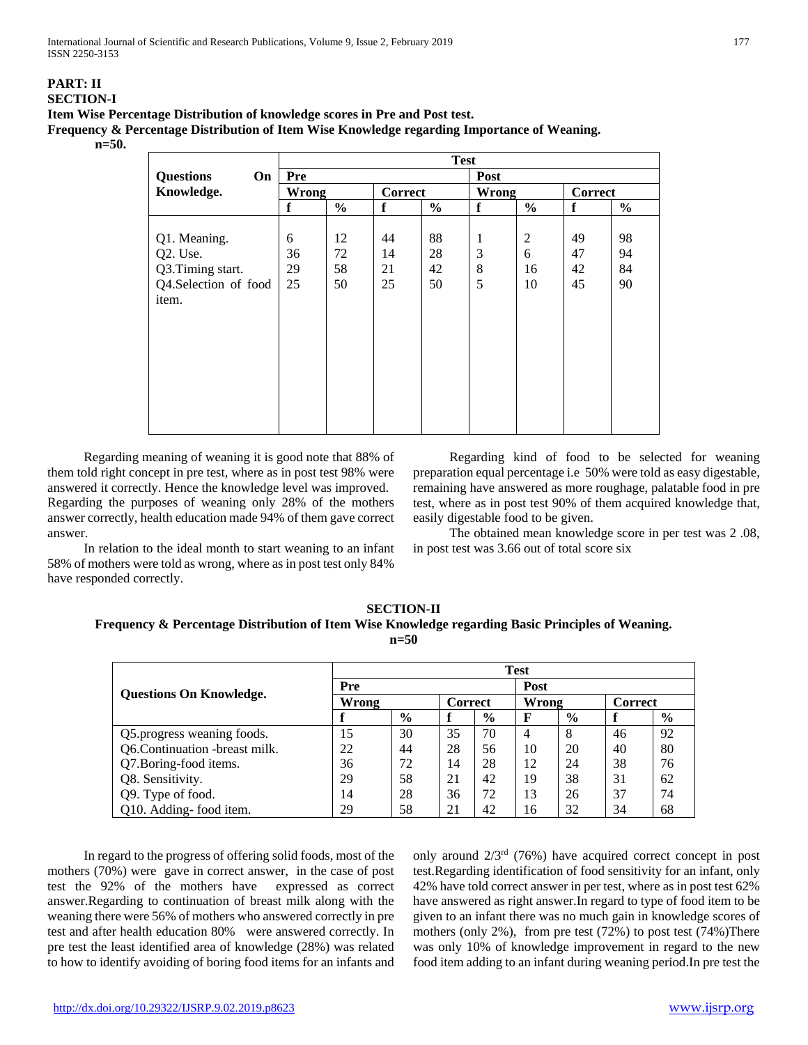**PART: II**

**SECTION-I**

**Item Wise Percentage Distribution of knowledge scores in Pre and Post test.**

**Frequency & Percentage Distribution of Item Wise Knowledge regarding Importance of Weaning.**

**n=50.**

| Questions On Knowledge. | Test | | | | | | | |
|---|---|---|---|---|---|---|---|---|
| | Pre | | | | Post | | | |
| | Wrong | | Correct | | Wrong | | Correct | |
| | f | % | f | % | f | % | f | % |
| Q1. Meaning. | 6 | 12 | 44 | 88 | 1 | 2 | 49 | 98 |
| Q2. Use. | 36 | 72 | 14 | 28 | 3 | 6 | 47 | 94 |
| Q3.Timing start. | 29 | 58 | 21 | 42 | 8 | 16 | 42 | 84 |
| Q4.Selection of food item. | 25 | 50 | 25 | 50 | 5 | 10 | 45 | 90 |

Regarding meaning of weaning it is good note that 88% of them told right concept in pre test, where as in post test 98% were answered it correctly. Hence the knowledge level was improved. Regarding the purposes of weaning only 28% of the mothers answer correctly, health education made 94% of them gave correct answer.

In relation to the ideal month to start weaning to an infant 58% of mothers were told as wrong, where as in post test only 84% have responded correctly.

Regarding kind of food to be selected for weaning preparation equal percentage i.e 50% were told as easy digestable, remaining have answered as more roughage, palatable food in pre test, where as in post test 90% of them acquired knowledge that, easily digestable food to be given.

The obtained mean knowledge score in per test was 2 .08, in post test was 3.66 out of total score six

**SECTION-II**

**Frequency & Percentage Distribution of Item Wise Knowledge regarding Basic Principles of Weaning.**

**n=50**

| Questions On Knowledge. | Test | | | | | | | |
|---|---|---|---|---|---|---|---|---|
| | Pre | | | | Post | | | |
| | Wrong | | Correct | | Wrong | | Correct | |
| | f | % | f | % | F | % | f | % |
| Q5.progress weaning foods. | 15 | 30 | 35 | 70 | 4 | 8 | 46 | 92 |
| Q6.Continuation -breast milk. | 22 | 44 | 28 | 56 | 10 | 20 | 40 | 80 |
| Q7.Boring-food items. | 36 | 72 | 14 | 28 | 12 | 24 | 38 | 76 |
| Q8. Sensitivity. | 29 | 58 | 21 | 42 | 19 | 38 | 31 | 62 |
| Q9. Type of food. | 14 | 28 | 36 | 72 | 13 | 26 | 37 | 74 |
| Q10. Adding- food item. | 29 | 58 | 21 | 42 | 16 | 32 | 34 | 68 |

In regard to the progress of offering solid foods, most of the mothers (70%) were gave in correct answer, in the case of post test the 92% of the mothers have expressed as correct answer.Regarding to continuation of breast milk along with the weaning there were 56% of mothers who answered correctly in pre test and after health education 80% were answered correctly. In pre test the least identified area of knowledge (28%) was related to how to identify avoiding of boring food items for an infants and only around 2/3rd (76%) have acquired correct concept in post test.Regarding identification of food sensitivity for an infant, only 42% have told correct answer in per test, where as in post test 62% have answered as right answer.In regard to type of food item to be given to an infant there was no much gain in knowledge scores of mothers (only 2%), from pre test (72%) to post test (74%)There was only 10% of knowledge improvement in regard to the new food item adding to an infant during weaning period.In pre test the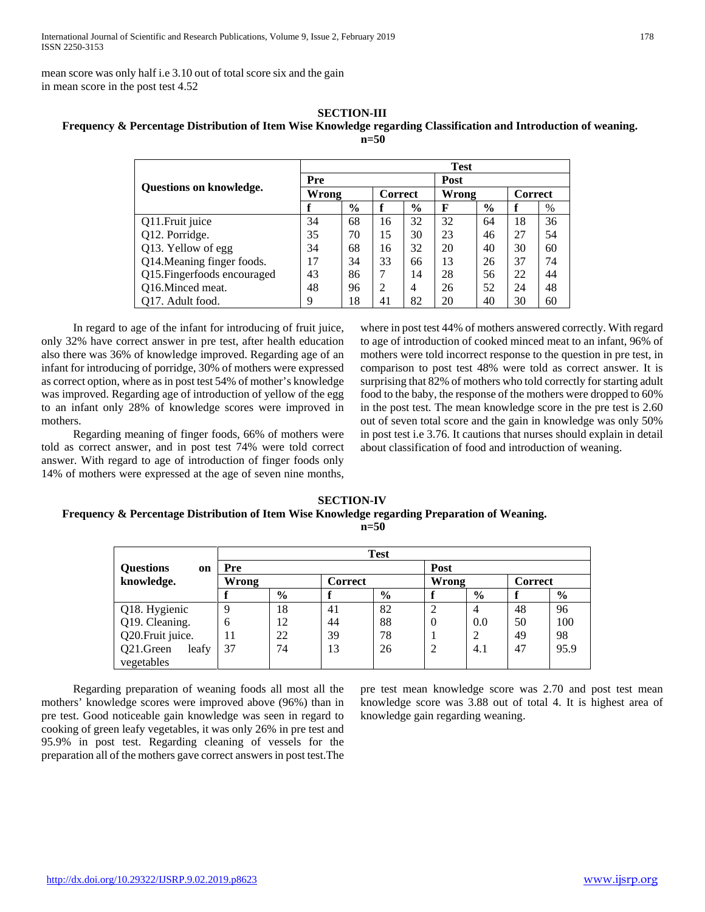mean score was only half i.e 3.10 out of total score six and the gain in mean score in the post test 4.52

**SECTION-III**

**Frequency & Percentage Distribution of Item Wise Knowledge regarding Classification and Introduction of weaning.**

**n=50**

| Questions on knowledge. | Test | | | | | | | |
|---|---|---|---|---|---|---|---|---|
| | Pre | | | | Post | | | |
| | Wrong | | Correct | | Wrong | | Correct | |
| | f | % | f | % | F | % | f | % |
| Q11.Fruit juice | 34 | 68 | 16 | 32 | 32 | 64 | 18 | 36 |
| Q12. Porridge. | 35 | 70 | 15 | 30 | 23 | 46 | 27 | 54 |
| Q13. Yellow of egg | 34 | 68 | 16 | 32 | 20 | 40 | 30 | 60 |
| Q14.Meaning finger foods. | 17 | 34 | 33 | 66 | 13 | 26 | 37 | 74 |
| Q15.Fingerfoods encouraged | 43 | 86 | 7 | 14 | 28 | 56 | 22 | 44 |
| Q16.Minced meat. | 48 | 96 | 2 | 4 | 26 | 52 | 24 | 48 |
| Q17. Adult food. | 9 | 18 | 41 | 82 | 20 | 40 | 30 | 60 |

In regard to age of the infant for introducing of fruit juice, only 32% have correct answer in pre test, after health education also there was 36% of knowledge improved. Regarding age of an infant for introducing of porridge, 30% of mothers were expressed as correct option, where as in post test 54% of mother's knowledge was improved. Regarding age of introduction of yellow of the egg to an infant only 28% of knowledge scores were improved in mothers.

Regarding meaning of finger foods, 66% of mothers were told as correct answer, and in post test 74% were told correct answer. With regard to age of introduction of finger foods only 14% of mothers were expressed at the age of seven nine months, where in post test 44% of mothers answered correctly. With regard to age of introduction of cooked minced meat to an infant, 96% of mothers were told incorrect response to the question in pre test, in comparison to post test 48% were told as correct answer. It is surprising that 82% of mothers who told correctly for starting adult food to the baby, the response of the mothers were dropped to 60% in the post test. The mean knowledge score in the pre test is 2.60 out of seven total score and the gain in knowledge was only 50% in post test i.e 3.76. It cautions that nurses should explain in detail about classification of food and introduction of weaning.

**SECTION-IV**

**Frequency & Percentage Distribution of Item Wise Knowledge regarding Preparation of Weaning.**

**n=50**

| Questions on knowledge. | Test | | | | | | | |
|---|---|---|---|---|---|---|---|---|
| | Pre | | | | Post | | | |
| | Wrong | | Correct | | Wrong | | Correct | |
| | f | % | f | % | f | % | f | % |
| Q18. Hygienic | 9 | 18 | 41 | 82 | 2 | 4 | 48 | 96 |
| Q19. Cleaning. | 6 | 12 | 44 | 88 | 0 | 0.0 | 50 | 100 |
| Q20.Fruit juice. | 11 | 22 | 39 | 78 | 1 | 2 | 49 | 98 |
| Q21.Green leafy vegetables | 37 | 74 | 13 | 26 | 2 | 4.1 | 47 | 95.9 |

Regarding preparation of weaning foods all most all the mothers' knowledge scores were improved above (96%) than in pre test. Good noticeable gain knowledge was seen in regard to cooking of green leafy vegetables, it was only 26% in pre test and 95.9% in post test. Regarding cleaning of vessels for the preparation all of the mothers gave correct answers in post test.The pre test mean knowledge score was 2.70 and post test mean knowledge score was 3.88 out of total 4. It is highest area of knowledge gain regarding weaning.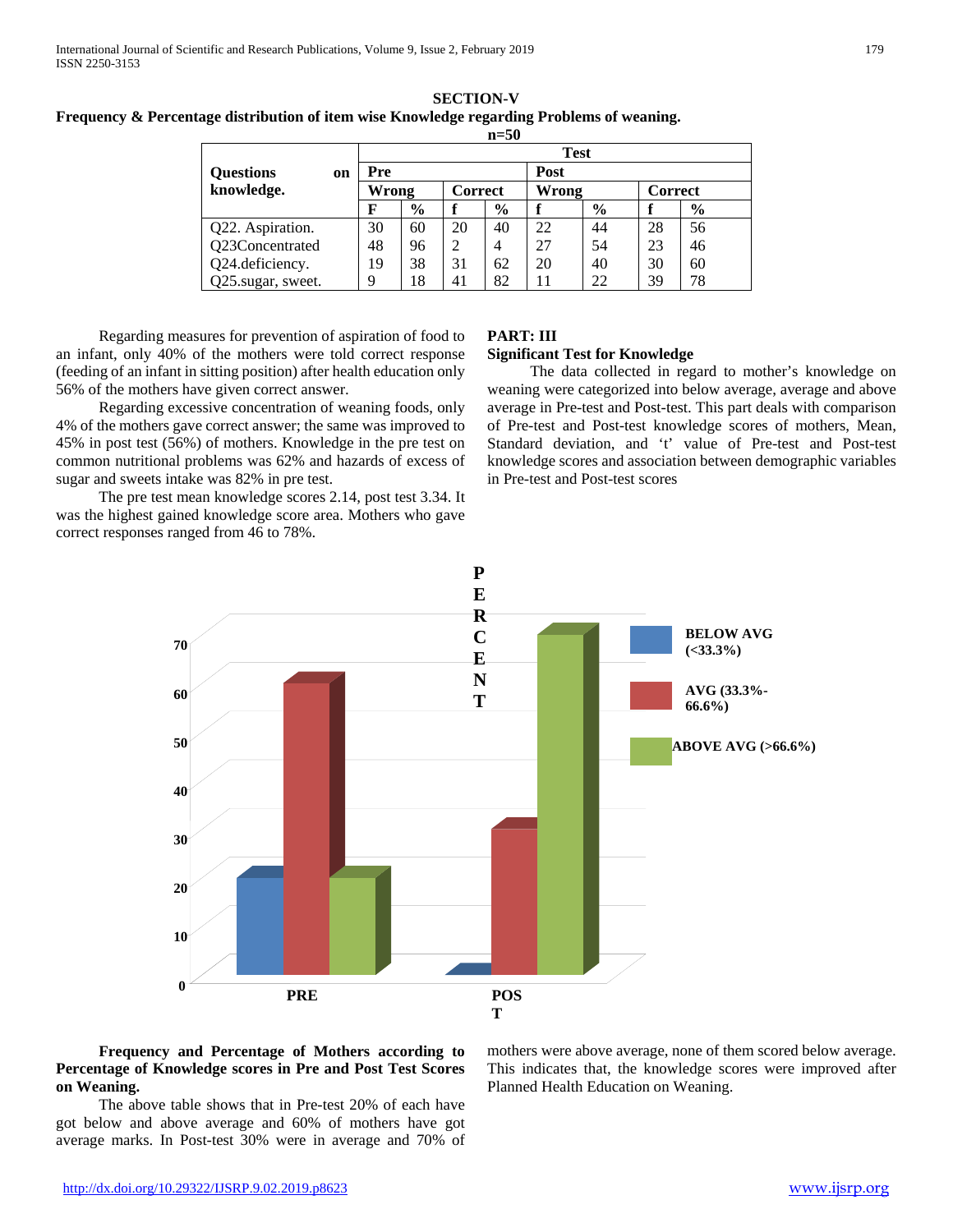**SECTION-V**

**Frequency & Percentage distribution of item wise Knowledge regarding Problems of weaning.**

**n=50**

| Questions on knowledge. | Test | | | | | | | |
|---|---|---|---|---|---|---|---|---|
| | Pre | | | | Post | | | |
| | Wrong | | Correct | | Wrong | | Correct | |
| | F | % | f | % | f | % | f | % |
| Q22. Aspiration. | 30 | 60 | 20 | 40 | 22 | 44 | 28 | 56 |
| Q23Concentrated | 48 | 96 | 2 | 4 | 27 | 54 | 23 | 46 |
| Q24.deficiency. | 19 | 38 | 31 | 62 | 20 | 40 | 30 | 60 |
| Q25.sugar, sweet. | 9 | 18 | 41 | 82 | 11 | 22 | 39 | 78 |

Regarding measures for prevention of aspiration of food to an infant, only 40% of the mothers were told correct response (feeding of an infant in sitting position) after health education only 56% of the mothers have given correct answer.

Regarding excessive concentration of weaning foods, only 4% of the mothers gave correct answer; the same was improved to 45% in post test (56%) of mothers. Knowledge in the pre test on common nutritional problems was 62% and hazards of excess of sugar and sweets intake was 82% in pre test.

The pre test mean knowledge scores 2.14, post test 3.34. It was the highest gained knowledge score area. Mothers who gave correct responses ranged from 46 to 78%.

**PART: III**

**Significant Test for Knowledge**

The data collected in regard to mother's knowledge on weaning were categorized into below average, average and above average in Pre-test and Post-test. This part deals with comparison of Pre-test and Post-test knowledge scores of mothers, Mean, Standard deviation, and 't' value of Pre-test and Post-test knowledge scores and association between demographic variables in Pre-test and Post-test scores

**Frequency and Percentage of Mothers according to Percentage of Knowledge scores in Pre and Post Test Scores on Weaning.**

The above table shows that in Pre-test 20% of each have got below and above average and 60% of mothers have got average marks. In Post-test 30% were in average and 70% of mothers were above average, none of them scored below average. This indicates that, the knowledge scores were improved after Planned Health Education on Weaning.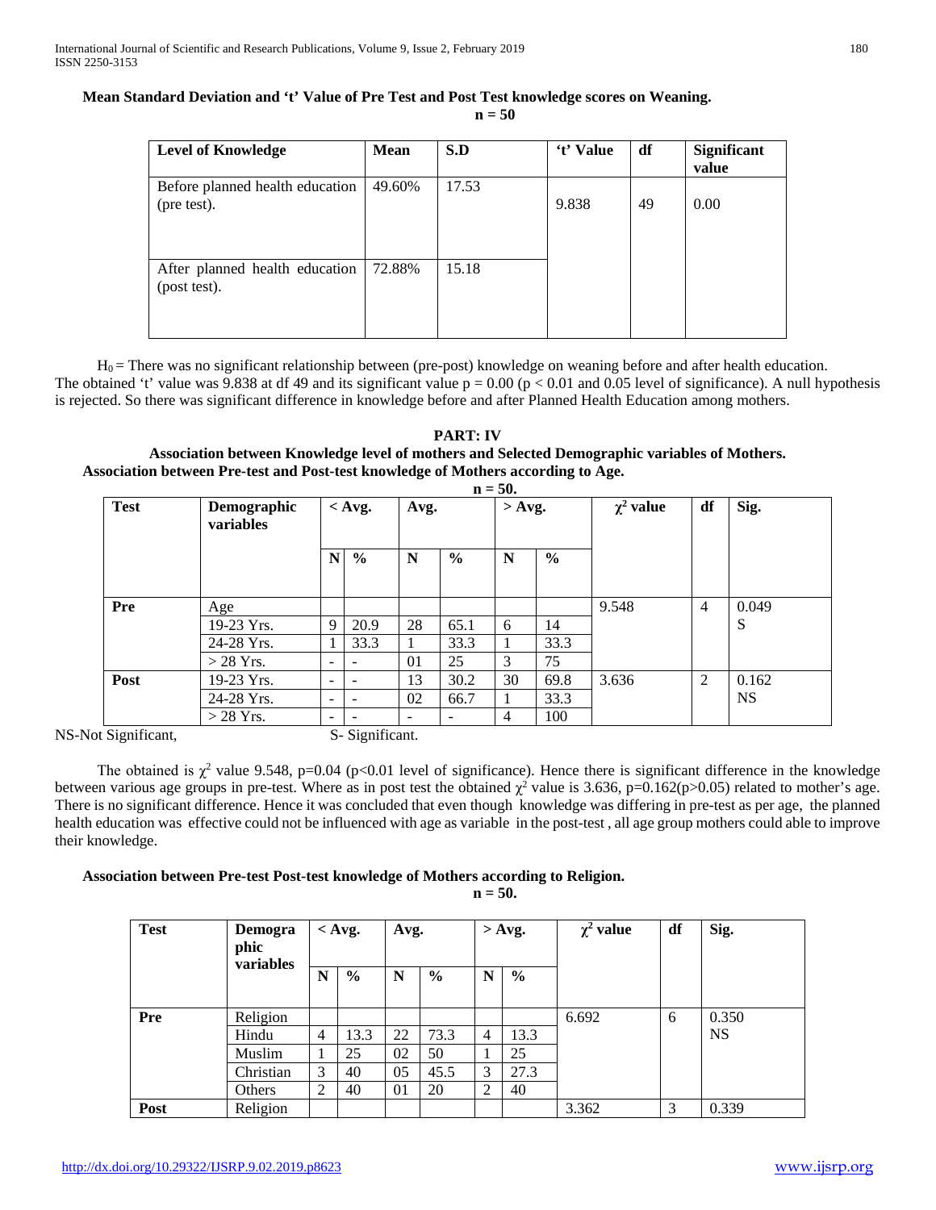**Mean Standard Deviation and 't' Value of Pre Test and Post Test knowledge scores on Weaning.**

**n = 50**

| Level of Knowledge | Mean | S.D | 't' Value | df | Significant value |
|---|---|---|---|---|---|
| Before planned health education (pre test). | 49.60% | 17.53 | 9.838 | 49 | 0.00 |
| After planned health education (post test). | 72.88% | 15.18 | | | |

$H_0$ = There was no significant relationship between (pre-post) knowledge on weaning before and after health education. The obtained 't' value was 9.838 at df 49 and its significant value p = 0.00 (p < 0.01 and 0.05 level of significance). A null hypothesis is rejected. So there was significant difference in knowledge before and after Planned Health Education among mothers.

**PART: IV**

**Association between Knowledge level of mothers and Selected Demographic variables of Mothers.**

**Association between Pre-test and Post-test knowledge of Mothers according to Age.**

**n = 50.**

| Test | Demographic variables | < Avg. | | Avg. | | > Avg. | | $\chi^2$ value | df | Sig. |
|---|---|---|---|---|---|---|---|---|---|---|
| | | N | % | N | % | N | % | | | |
| **Pre** | Age | | | | | | | 9.548 | 4 | 0.049 S |
| | 19-23 Yrs. | 9 | 20.9 | 28 | 65.1 | 6 | 14 | | | |
| | 24-28 Yrs. | 1 | 33.3 | 1 | 33.3 | 1 | 33.3 | | | |
| | > 28 Yrs. | - | - | 01 | 25 | 3 | 75 | | | |
| **Post** | 19-23 Yrs. | - | - | 13 | 30.2 | 30 | 69.8 | 3.636 | 2 | 0.162 NS |
| | 24-28 Yrs. | - | - | 02 | 66.7 | 1 | 33.3 | | | |
| | > 28 Yrs. | - | - | - | - | 4 | 100 | | | |

NS-Not Significant, S- Significant.

The obtained is $\chi^2$ value 9.548, p=0.04 (p<0.01 level of significance). Hence there is significant difference in the knowledge between various age groups in pre-test. Where as in post test the obtained $\chi^2$ value is 3.636, p=0.162(p>0.05) related to mother's age. There is no significant difference. Hence it was concluded that even though knowledge was differing in pre-test as per age, the planned health education was effective could not be influenced with age as variable in the post-test , all age group mothers could able to improve their knowledge.

**Association between Pre-test Post-test knowledge of Mothers according to Religion.**

**n = 50.**

| Test | Demographic variables | < Avg. | | Avg. | | > Avg. | | $\chi^2$ value | df | Sig. |
|---|---|---|---|---|---|---|---|---|---|---|
| | | N | % | N | % | N | % | | | |
| **Pre** | Religion | | | | | | | 6.692 | 6 | 0.350 NS |
| | Hindu | 4 | 13.3 | 22 | 73.3 | 4 | 13.3 | | | |
| | Muslim | 1 | 25 | 02 | 50 | 1 | 25 | | | |
| | Christian | 3 | 40 | 05 | 45.5 | 3 | 27.3 | | | |
| | Others | 2 | 40 | 01 | 20 | 2 | 40 | | | |
| **Post** | Religion | | | | | | | 3.362 | 3 | 0.339 |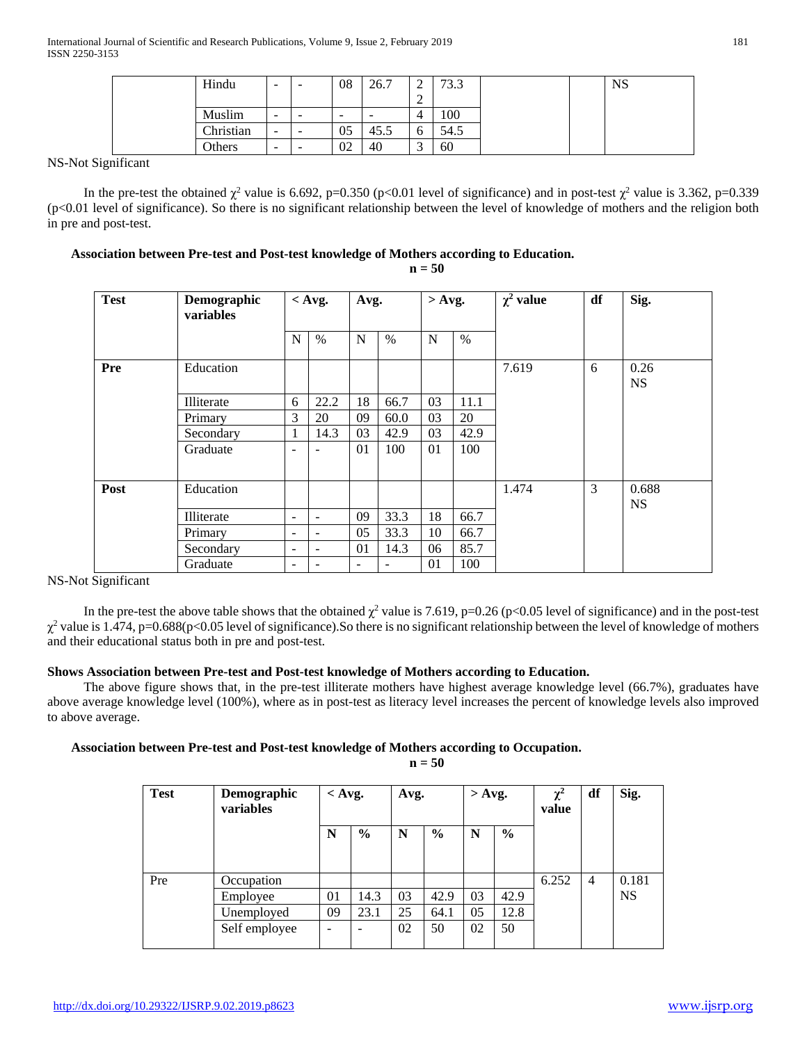| | Hindu | - | - | 08 | 26.7 | 22 | 73.3 | | | NS |
|---|---|---|---|---|---|---|---|---|---|---|
| | Muslim | - | - | - | - | 4 | 100 | | | |
| | Christian | - | - | 05 | 45.5 | 6 | 54.5 | | | |
| | Others | - | - | 02 | 40 | 3 | 60 | | | |

NS-Not Significant

In the pre-test the obtained $\chi^2$ value is 6.692, p=0.350 (p<0.01 level of significance) and in post-test $\chi^2$ value is 3.362, p=0.339 (p<0.01 level of significance). So there is no significant relationship between the level of knowledge of mothers and the religion both in pre and post-test.

**Association between Pre-test and Post-test knowledge of Mothers according to Education.**

**n = 50**

| **Test** | **Demographic variables** | **< Avg.** | | **Avg.** | | **> Avg.** | | **$\chi^2$ value** | **df** | **Sig.** |
|---|---|---|---|---|---|---|---|---|---|---|
| | | N | % | N | % | N | % | | | |
| **Pre** | Education | | | | | | | 7.619 | 6 | 0.26 NS |
| | Illiterate | 6 | 22.2 | 18 | 66.7 | 03 | 11.1 | | | |
| | Primary | 3 | 20 | 09 | 60.0 | 03 | 20 | | | |
| | Secondary | 1 | 14.3 | 03 | 42.9 | 03 | 42.9 | | | |
| | Graduate | - | - | 01 | 100 | 01 | 100 | | | |
| **Post** | Education | | | | | | | 1.474 | 3 | 0.688 NS |
| | Illiterate | - | - | 09 | 33.3 | 18 | 66.7 | | | |
| | Primary | - | - | 05 | 33.3 | 10 | 66.7 | | | |
| | Secondary | - | - | 01 | 14.3 | 06 | 85.7 | | | |
| | Graduate | - | - | - | - | 01 | 100 | | | |

NS-Not Significant

In the pre-test the above table shows that the obtained $\chi^2$ value is 7.619, p=0.26 (p<0.05 level of significance) and in the post-test $\chi^2$ value is 1.474, p=0.688(p<0.05 level of significance).So there is no significant relationship between the level of knowledge of mothers and their educational status both in pre and post-test.

**Shows Association between Pre-test and Post-test knowledge of Mothers according to Education.**

The above figure shows that, in the pre-test illiterate mothers have highest average knowledge level (66.7%), graduates have above average knowledge level (100%), where as in post-test as literacy level increases the percent of knowledge levels also improved to above average.

**Association between Pre-test and Post-test knowledge of Mothers according to Occupation.**

**n = 50**

| **Test** | **Demographic variables** | **< Avg.** | | **Avg.** | | **> Avg.** | | **$\chi^2$ value** | **df** | **Sig.** |
|---|---|---|---|---|---|---|---|---|---|---|
| | | **N** | **%** | **N** | **%** | **N** | **%** | | | |
| Pre | Occupation | | | | | | | 6.252 | 4 | 0.181 NS |
| | Employee | 01 | 14.3 | 03 | 42.9 | 03 | 42.9 | | | |
| | Unemployed | 09 | 23.1 | 25 | 64.1 | 05 | 12.8 | | | |
| | Self employee | - | - | 02 | 50 | 02 | 50 | | | |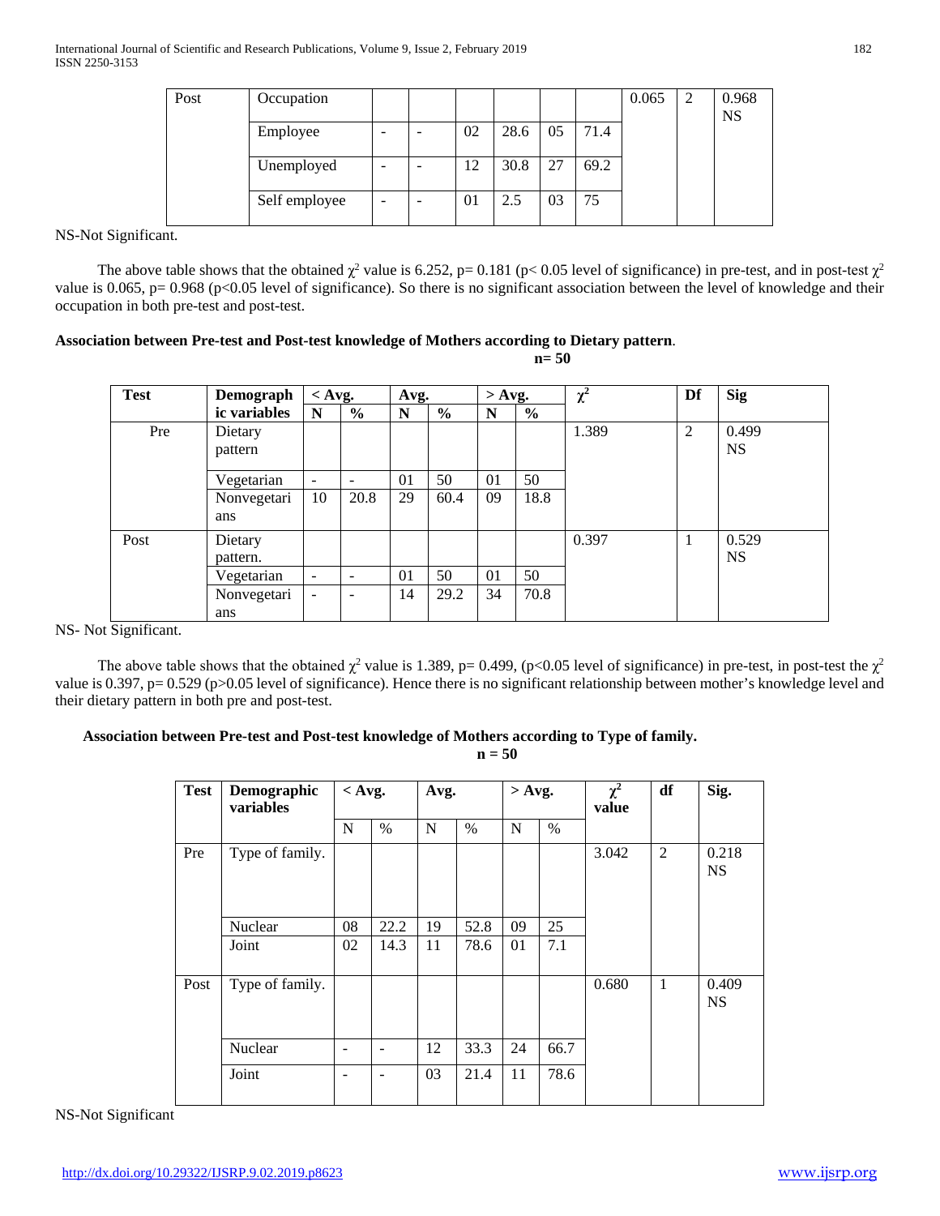| Post | Occupation | | | | | | | 0.065 | 2 | 0.968 NS |
|---|---|---|---|---|---|---|---|---|---|---|
| | Employee | - | - | 02 | 28.6 | 05 | 71.4 | | | |
| | Unemployed | - | - | 12 | 30.8 | 27 | 69.2 | | | |
| | Self employee | - | - | 01 | 2.5 | 03 | 75 | | | |

NS-Not Significant.

The above table shows that the obtained $\chi^2$ value is 6.252, p= 0.181 (p< 0.05 level of significance) in pre-test, and in post-test $\chi^2$ value is 0.065, p= 0.968 (p<0.05 level of significance). So there is no significant association between the level of knowledge and their occupation in both pre-test and post-test.

**Association between Pre-test and Post-test knowledge of Mothers according to Dietary pattern.**

**n= 50**

| Test | Demographic variables | < Avg. | | Avg. | | > Avg. | | $\chi^2$ | Df | Sig |
|---|---|---|---|---|---|---|---|---|---|---|
| | | N | % | N | % | N | % | | | |
| Pre | Dietary pattern | | | | | | | 1.389 | 2 | 0.499 NS |
| | Vegetarian | - | - | 01 | 50 | 01 | 50 | | | |
| | Nonvegetarians | 10 | 20.8 | 29 | 60.4 | 09 | 18.8 | | | |
| Post | Dietary pattern. | | | | | | | 0.397 | 1 | 0.529 NS |
| | Vegetarian | - | - | 01 | 50 | 01 | 50 | | | |
| | Nonvegetarians | - | - | 14 | 29.2 | 34 | 70.8 | | | |

NS- Not Significant.

The above table shows that the obtained $\chi^2$ value is 1.389, p= 0.499, (p<0.05 level of significance) in pre-test, in post-test the $\chi^2$ value is 0.397, p= 0.529 (p>0.05 level of significance). Hence there is no significant relationship between mother's knowledge level and their dietary pattern in both pre and post-test.

**Association between Pre-test and Post-test knowledge of Mothers according to Type of family.**

**n = 50**

| Test | Demographic variables | < Avg. | | Avg. | | > Avg. | | $\chi^2$ value | df | Sig. |
|---|---|---|---|---|---|---|---|---|---|---|
| | | N | % | N | % | N | % | | | |
| Pre | Type of family. | | | | | | | 3.042 | 2 | 0.218 NS |
| | Nuclear | 08 | 22.2 | 19 | 52.8 | 09 | 25 | | | |
| | Joint | 02 | 14.3 | 11 | 78.6 | 01 | 7.1 | | | |
| Post | Type of family. | | | | | | | 0.680 | 1 | 0.409 NS |
| | Nuclear | - | - | 12 | 33.3 | 24 | 66.7 | | | |
| | Joint | - | - | 03 | 21.4 | 11 | 78.6 | | | |

NS-Not Significant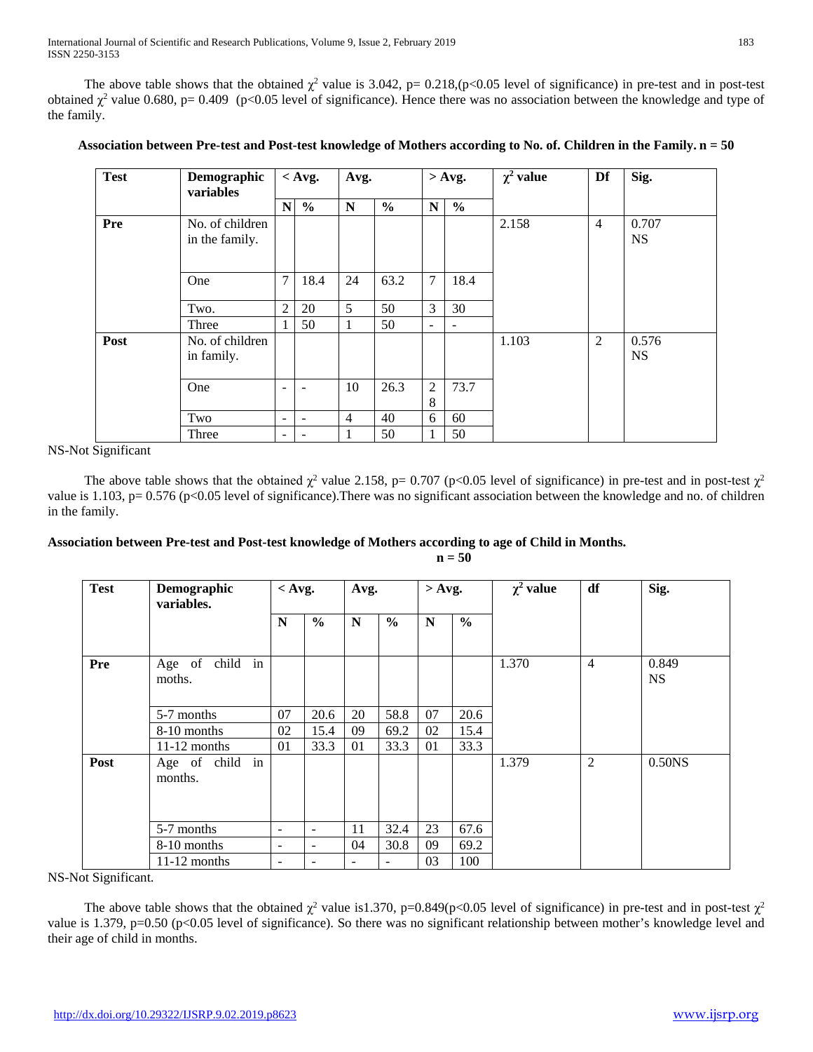The above table shows that the obtained $\chi^2$ value is 3.042, p= 0.218,(p<0.05 level of significance) in pre-test and in post-test obtained $\chi^2$ value 0.680, p= 0.409 (p<0.05 level of significance). Hence there was no association between the knowledge and type of the family.

**Association between Pre-test and Post-test knowledge of Mothers according to No. of. Children in the Family. n = 50**

| Test | Demographic variables | < Avg. | | Avg. | | > Avg. | | $\chi^2$ value | Df | Sig. |
|---|---|---|---|---|---|---|---|---|---|---|
| | | N | % | N | % | N | % | | | |
| **Pre** | No. of children in the family. | | | | | | | 2.158 | 4 | 0.707 NS |
| | One | 7 | 18.4 | 24 | 63.2 | 7 | 18.4 | | | |
| | Two. | 2 | 20 | 5 | 50 | 3 | 30 | | | |
| | Three | 1 | 50 | 1 | 50 | - | - | | | |
| **Post** | No. of children in family. | | | | | | | 1.103 | 2 | 0.576 NS |
| | One | - | - | 10 | 26.3 | 28 | 73.7 | | | |
| | Two | - | - | 4 | 40 | 6 | 60 | | | |
| | Three | - | - | 1 | 50 | 1 | 50 | | | |

NS-Not Significant

The above table shows that the obtained $\chi^2$ value 2.158, p= 0.707 (p<0.05 level of significance) in pre-test and in post-test $\chi^2$ value is 1.103, p= 0.576 (p<0.05 level of significance).There was no significant association between the knowledge and no. of children in the family.

**Association between Pre-test and Post-test knowledge of Mothers according to age of Child in Months.**
**n = 50**

| Test | Demographic variables. | < Avg. | | Avg. | | > Avg. | | $\chi^2$ value | df | Sig. |
|---|---|---|---|---|---|---|---|---|---|---|
| | | N | % | N | % | N | % | | | |
| **Pre** | Age of child in moths. | | | | | | | 1.370 | 4 | 0.849 NS |
| | 5-7 months | 07 | 20.6 | 20 | 58.8 | 07 | 20.6 | | | |
| | 8-10 months | 02 | 15.4 | 09 | 69.2 | 02 | 15.4 | | | |
| | 11-12 months | 01 | 33.3 | 01 | 33.3 | 01 | 33.3 | | | |
| **Post** | Age of child in months. | | | | | | | 1.379 | 2 | 0.50NS |
| | 5-7 months | - | - | 11 | 32.4 | 23 | 67.6 | | | |
| | 8-10 months | - | - | 04 | 30.8 | 09 | 69.2 | | | |
| | 11-12 months | - | - | - | - | 03 | 100 | | | |

NS-Not Significant.

The above table shows that the obtained $\chi^2$ value is1.370, p=0.849(p<0.05 level of significance) in pre-test and in post-test $\chi^2$ value is 1.379, p=0.50 (p<0.05 level of significance). So there was no significant relationship between mother's knowledge level and their age of child in months.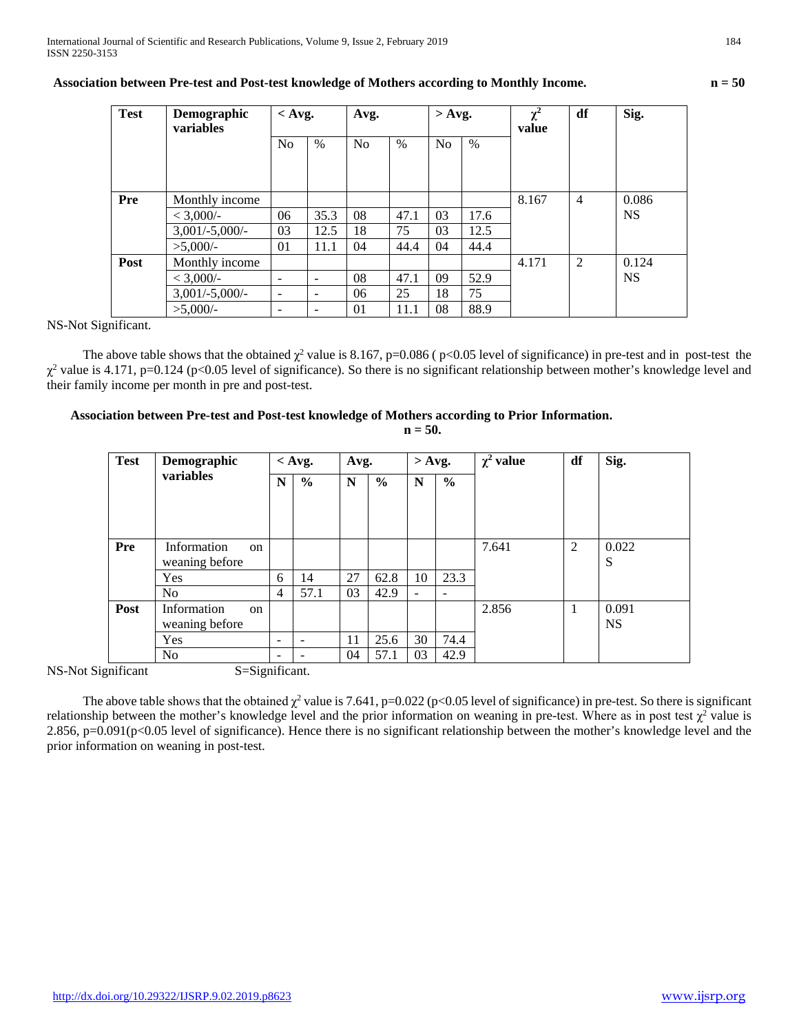**Association between Pre-test and Post-test knowledge of Mothers according to Monthly Income.** **n = 50**

| Test | Demographic variables | < Avg. | | Avg. | | > Avg. | | $\chi^2$ value | df | Sig. |
|---|---|---|---|---|---|---|---|---|---|---|
| | | No | % | No | % | No | % | | | |
| **Pre** | Monthly income | | | | | | | 8.167 | 4 | 0.086 NS |
| | < 3,000/- | 06 | 35.3 | 08 | 47.1 | 03 | 17.6 | | | |
| | 3,001/-5,000/- | 03 | 12.5 | 18 | 75 | 03 | 12.5 | | | |
| | >5,000/- | 01 | 11.1 | 04 | 44.4 | 04 | 44.4 | | | |
| **Post** | Monthly income | | | | | | | 4.171 | 2 | 0.124 NS |
| | < 3,000/- | - | - | 08 | 47.1 | 09 | 52.9 | | | |
| | 3,001/-5,000/- | - | - | 06 | 25 | 18 | 75 | | | |
| | >5,000/- | - | - | 01 | 11.1 | 08 | 88.9 | | | |

NS-Not Significant.

The above table shows that the obtained $\chi^2$ value is 8.167, p=0.086 ( p<0.05 level of significance) in pre-test and in post-test the $\chi^2$ value is 4.171, p=0.124 (p<0.05 level of significance). So there is no significant relationship between mother's knowledge level and their family income per month in pre and post-test.

**Association between Pre-test and Post-test knowledge of Mothers according to Prior Information.**
**n = 50.**

| Test | Demographic variables | < Avg. | | Avg. | | > Avg. | | $\chi^2$ value | df | Sig. |
|---|---|---|---|---|---|---|---|---|---|---|
| | | N | % | N | % | N | % | | | |
| **Pre** | Information on weaning before | | | | | | | 7.641 | 2 | 0.022 S |
| | Yes | 6 | 14 | 27 | 62.8 | 10 | 23.3 | | | |
| | No | 4 | 57.1 | 03 | 42.9 | - | - | | | |
| **Post** | Information on weaning before | | | | | | | 2.856 | 1 | 0.091 NS |
| | Yes | - | - | 11 | 25.6 | 30 | 74.4 | | | |
| | No | - | - | 04 | 57.1 | 03 | 42.9 | | | |

NS-Not Significant S=Significant.

The above table shows that the obtained $\chi^2$ value is 7.641, p=0.022 (p<0.05 level of significance) in pre-test. So there is significant relationship between the mother's knowledge level and the prior information on weaning in pre-test. Where as in post test $\chi^2$ value is 2.856, p=0.091(p<0.05 level of significance). Hence there is no significant relationship between the mother's knowledge and the prior information on weaning in post-test.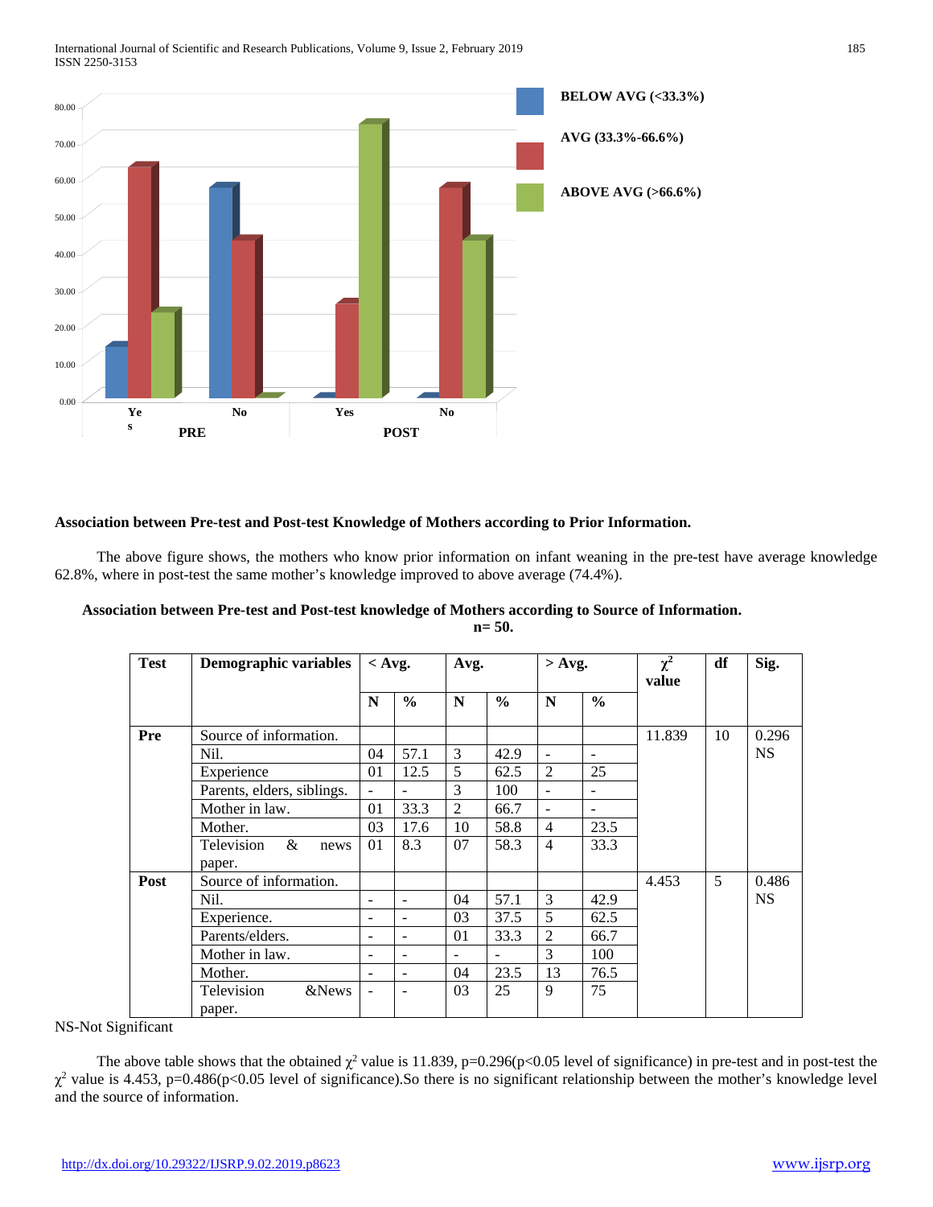**Association between Pre-test and Post-test Knowledge of Mothers according to Prior Information.**

The above figure shows, the mothers who know prior information on infant weaning in the pre-test have average knowledge 62.8%, where in post-test the same mother's knowledge improved to above average (74.4%).

**Association between Pre-test and Post-test knowledge of Mothers according to Source of Information.**
**n= 50.**

| Test | Demographic variables | < Avg. | | Avg. | | > Avg. | | $\chi^2$ value | df | Sig. |
|---|---|---|---|---|---|---|---|---|---|---|
| | | N | % | N | % | N | % | | | |
| Pre | Source of information. | | | | | | | 11.839 | 10 | 0.296 NS |
| | Nil. | 04 | 57.1 | 3 | 42.9 | - | - | | | |
| | Experience | 01 | 12.5 | 5 | 62.5 | 2 | 25 | | | |
| | Parents, elders, siblings. | - | - | 3 | 100 | - | - | | | |
| | Mother in law. | 01 | 33.3 | 2 | 66.7 | - | - | | | |
| | Mother. | 03 | 17.6 | 10 | 58.8 | 4 | 23.5 | | | |
| | Television & news paper. | 01 | 8.3 | 07 | 58.3 | 4 | 33.3 | | | |
| Post | Source of information. | | | | | | | 4.453 | 5 | 0.486 NS |
| | Nil. | - | - | 04 | 57.1 | 3 | 42.9 | | | |
| | Experience. | - | - | 03 | 37.5 | 5 | 62.5 | | | |
| | Parents/elders. | - | - | 01 | 33.3 | 2 | 66.7 | | | |
| | Mother in law. | - | - | - | - | 3 | 100 | | | |
| | Mother. | - | - | 04 | 23.5 | 13 | 76.5 | | | |
| | Television &News paper. | - | - | 03 | 25 | 9 | 75 | | | |

NS-Not Significant

The above table shows that the obtained $\chi^2$ value is 11.839, p=0.296(p<0.05 level of significance) in pre-test and in post-test the $\chi^2$ value is 4.453, p=0.486(p<0.05 level of significance).So there is no significant relationship between the mother's knowledge level and the source of information.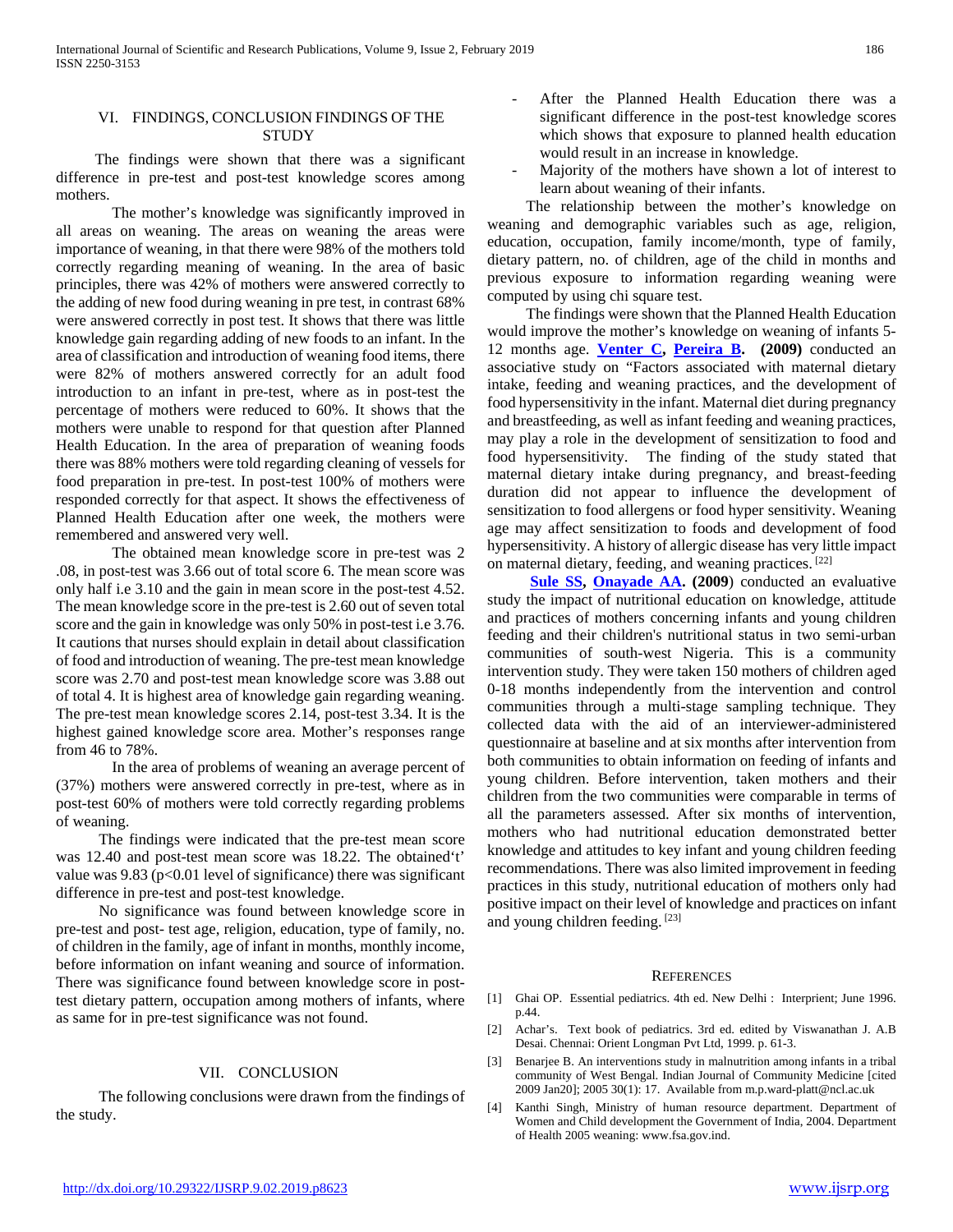## VI. FINDINGS, CONCLUSION FINDINGS OF THE STUDY

The findings were shown that there was a significant difference in pre-test and post-test knowledge scores among mothers.

The mother's knowledge was significantly improved in all areas on weaning. The areas on weaning the areas were importance of weaning, in that there were 98% of the mothers told correctly regarding meaning of weaning. In the area of basic principles, there was 42% of mothers were answered correctly to the adding of new food during weaning in pre test, in contrast 68% were answered correctly in post test. It shows that there was little knowledge gain regarding adding of new foods to an infant. In the area of classification and introduction of weaning food items, there were 82% of mothers answered correctly for an adult food introduction to an infant in pre-test, where as in post-test the percentage of mothers were reduced to 60%. It shows that the mothers were unable to respond for that question after Planned Health Education. In the area of preparation of weaning foods there was 88% mothers were told regarding cleaning of vessels for food preparation in pre-test. In post-test 100% of mothers were responded correctly for that aspect. It shows the effectiveness of Planned Health Education after one week, the mothers were remembered and answered very well.

The obtained mean knowledge score in pre-test was 2 .08, in post-test was 3.66 out of total score 6. The mean score was only half i.e 3.10 and the gain in mean score in the post-test 4.52. The mean knowledge score in the pre-test is 2.60 out of seven total score and the gain in knowledge was only 50% in post-test i.e 3.76. It cautions that nurses should explain in detail about classification of food and introduction of weaning. The pre-test mean knowledge score was 2.70 and post-test mean knowledge score was 3.88 out of total 4. It is highest area of knowledge gain regarding weaning. The pre-test mean knowledge scores 2.14, post-test 3.34. It is the highest gained knowledge score area. Mother's responses range from 46 to 78%.

In the area of problems of weaning an average percent of (37%) mothers were answered correctly in pre-test, where as in post-test 60% of mothers were told correctly regarding problems of weaning.

The findings were indicated that the pre-test mean score was 12.40 and post-test mean score was 18.22. The obtained't' value was 9.83 ($p<0.01$ level of significance) there was significant difference in pre-test and post-test knowledge.

No significance was found between knowledge score in pre-test and post- test age, religion, education, type of family, no. of children in the family, age of infant in months, monthly income, before information on infant weaning and source of information. There was significance found between knowledge score in post-test dietary pattern, occupation among mothers of infants, where as same for in pre-test significance was not found.

## VII. CONCLUSION

The following conclusions were drawn from the findings of the study.

- After the Planned Health Education there was a significant difference in the post-test knowledge scores which shows that exposure to planned health education would result in an increase in knowledge.
- Majority of the mothers have shown a lot of interest to learn about weaning of their infants.

The relationship between the mother's knowledge on weaning and demographic variables such as age, religion, education, occupation, family income/month, type of family, dietary pattern, no. of children, age of the child in months and previous exposure to information regarding weaning were computed by using chi square test.

The findings were shown that the Planned Health Education would improve the mother's knowledge on weaning of infants 5-12 months age. **Venter C, Pereira B. (2009)** conducted an associative study on "Factors associated with maternal dietary intake, feeding and weaning practices, and the development of food hypersensitivity in the infant. Maternal diet during pregnancy and breastfeeding, as well as infant feeding and weaning practices, may play a role in the development of sensitization to food and food hypersensitivity. The finding of the study stated that maternal dietary intake during pregnancy, and breast-feeding duration did not appear to influence the development of sensitization to food allergens or food hyper sensitivity. Weaning age may affect sensitization to foods and development of food hypersensitivity. A history of allergic disease has very little impact on maternal dietary, feeding, and weaning practices. [22]

**Sule SS, Onayade AA. (2009**) conducted an evaluative study the impact of nutritional education on knowledge, attitude and practices of mothers concerning infants and young children feeding and their children's nutritional status in two semi-urban communities of south-west Nigeria. This is a community intervention study. They were taken 150 mothers of children aged 0-18 months independently from the intervention and control communities through a multi-stage sampling technique. They collected data with the aid of an interviewer-administered questionnaire at baseline and at six months after intervention from both communities to obtain information on feeding of infants and young children. Before intervention, taken mothers and their children from the two communities were comparable in terms of all the parameters assessed. After six months of intervention, mothers who had nutritional education demonstrated better knowledge and attitudes to key infant and young children feeding recommendations. There was also limited improvement in feeding practices in this study, nutritional education of mothers only had positive impact on their level of knowledge and practices on infant and young children feeding. [23]

## REFERENCES

[1] Ghai OP. Essential pediatrics. 4th ed. New Delhi : Interprient; June 1996. p.44.

[2] Achar's. Text book of pediatrics. 3rd ed. edited by Viswanathan J. A.B Desai. Chennai: Orient Longman Pvt Ltd, 1999. p. 61-3.

[3] Benarjee B. An interventions study in malnutrition among infants in a tribal community of West Bengal. Indian Journal of Community Medicine [cited 2009 Jan20]; 2005 30(1): 17. Available from m.p.ward-platt@ncl.ac.uk

[4] Kanthi Singh, Ministry of human resource department. Department of Women and Child development the Government of India, 2004. Department of Health 2005 weaning: www.fsa.gov.ind.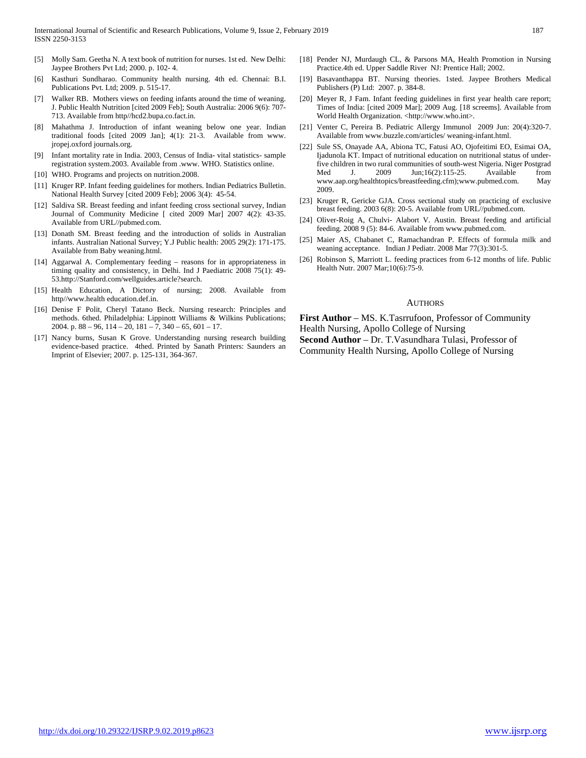[5] Molly Sam. Geetha N. A text book of nutrition for nurses. 1st ed. New Delhi: Jaypee Brothers Pvt Ltd; 2000. p. 102- 4.

[6] Kasthuri Sundharao. Community health nursing. 4th ed. Chennai: B.I. Publications Pvt. Ltd; 2009. p. 515-17.

[7] Walker RB. Mothers views on feeding infants around the time of weaning. J. Public Health Nutrition [cited 2009 Feb]; South Australia: 2006 9(6): 707-713. Available from http//hcd2.bupa.co.fact.in.

[8] Mahathma J. Introduction of infant weaning below one year. Indian traditional foods [cited 2009 Jan]; 4(1): 21-3. Available from www. jropej.oxford journals.org.

[9] Infant mortality rate in India. 2003, Census of India- vital statistics- sample registration system.2003. Available from .www. WHO. Statistics online.

[10] WHO. Programs and projects on nutrition.2008.

[11] Kruger RP. Infant feeding guidelines for mothers. Indian Pediatrics Bulletin. National Health Survey [cited 2009 Feb]; 2006 3(4): 45-54.

[12] Saldiva SR. Breast feeding and infant feeding cross sectional survey, Indian Journal of Community Medicine [ cited 2009 Mar] 2007 4(2): 43-35. Available from URL//pubmed.com.

[13] Donath SM. Breast feeding and the introduction of solids in Australian infants. Australian National Survey; Y.J Public health: 2005 29(2): 171-175. Available from Baby weaning.html.

[14] Aggarwal A. Complementary feeding – reasons for in appropriateness in timing quality and consistency, in Delhi. Ind J Paediatric 2008 75(1): 49-53.http://Stanford.com/wellguides.article?search.

[15] Health Education, A Dictory of nursing; 2008. Available from http//www.health education.def.in.

[16] Denise F Polit, Cheryl Tatano Beck. Nursing research: Principles and methods. 6thed. Philadelphia: Lippinott Williams & Wilkins Publications; 2004. p. 88 – 96, 114 – 20, 181 – 7, 340 – 65, 601 – 17.

[17] Nancy burns, Susan K Grove. Understanding nursing research building evidence-based practice. 4thed. Printed by Sanath Printers: Saunders an Imprint of Elsevier; 2007. p. 125-131, 364-367.

[18] Pender NJ, Murdaugh CL, & Parsons MA, Health Promotion in Nursing Practice.4th ed. Upper Saddle River NJ: Prentice Hall; 2002.

[19] Basavanthappa BT. Nursing theories. 1sted. Jaypee Brothers Medical Publishers (P) Ltd: 2007. p. 384-8.

[20] Meyer R, J Fam. Infant feeding guidelines in first year health care report; Times of India: [cited 2009 Mar]; 2009 Aug. [18 screems]. Available from World Health Organization. <http://www.who.int>.

[21] Venter C, Pereira B. Pediatric Allergy Immunol 2009 Jun: 20(4):320-7. Available from www.buzzle.com/articles/ weaning-infant.html.

[22] Sule SS, Onayade AA, Abiona TC, Fatusi AO, Ojofeitimi EO, Esimai OA, Ijadunola KT. Impact of nutritional education on nutritional status of under-five children in two rural communities of south-west Nigeria. Niger Postgrad Med J. 2009 Jun;16(2):115-25. Available from www.aap.org/healthtopics/breastfeeding.cfm);www.pubmed.com. May 2009.

[23] Kruger R, Gericke GJA. Cross sectional study on practicing of exclusive breast feeding. 2003 6(8): 20-5. Available from URL//pubmed.com.

[24] Oliver-Roig A, Chulvi- Alabort V. Austin. Breast feeding and artificial feeding. 2008 9 (5): 84-6. Available from www.pubmed.com.

[25] Maier AS, Chabanet C, Ramachandran P. Effects of formula milk and weaning acceptance. Indian J Pediatr. 2008 Mar 77(3):301-5.

[26] Robinson S, Marriott L. feeding practices from 6-12 months of life. Public Health Nutr. 2007 Mar;10(6):75-9.

## Authors

**First Author** – MS. K.Tasrrufoon, Professor of Community Health Nursing, Apollo College of Nursing

**Second Author** – Dr. T.Vasundhara Tulasi, Professor of Community Health Nursing, Apollo College of Nursing